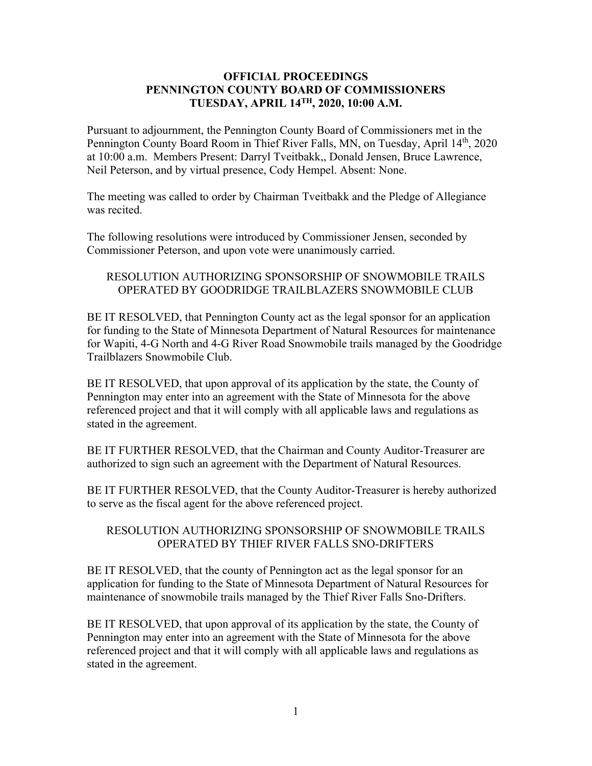**OFFICIAL PROCEEDINGS**
**PENNINGTON COUNTY BOARD OF COMMISSIONERS**
**TUESDAY, APRIL 14TH, 2020, 10:00 A.M.**

Pursuant to adjournment, the Pennington County Board of Commissioners met in the Pennington County Board Room in Thief River Falls, MN, on Tuesday, April 14th, 2020 at 10:00 a.m. Members Present: Darryl Tveitbakk,, Donald Jensen, Bruce Lawrence, Neil Peterson, and by virtual presence, Cody Hempel. Absent: None.

The meeting was called to order by Chairman Tveitbakk and the Pledge of Allegiance was recited.

The following resolutions were introduced by Commissioner Jensen, seconded by Commissioner Peterson, and upon vote were unanimously carried.

RESOLUTION AUTHORIZING SPONSORSHIP OF SNOWMOBILE TRAILS OPERATED BY GOODRIDGE TRAILBLAZERS SNOWMOBILE CLUB

BE IT RESOLVED, that Pennington County act as the legal sponsor for an application for funding to the State of Minnesota Department of Natural Resources for maintenance for Wapiti, 4-G North and 4-G River Road Snowmobile trails managed by the Goodridge Trailblazers Snowmobile Club.

BE IT RESOLVED, that upon approval of its application by the state, the County of Pennington may enter into an agreement with the State of Minnesota for the above referenced project and that it will comply with all applicable laws and regulations as stated in the agreement.

BE IT FURTHER RESOLVED, that the Chairman and County Auditor-Treasurer are authorized to sign such an agreement with the Department of Natural Resources.

BE IT FURTHER RESOLVED, that the County Auditor-Treasurer is hereby authorized to serve as the fiscal agent for the above referenced project.

RESOLUTION AUTHORIZING SPONSORSHIP OF SNOWMOBILE TRAILS OPERATED BY THIEF RIVER FALLS SNO-DRIFTERS

BE IT RESOLVED, that the county of Pennington act as the legal sponsor for an application for funding to the State of Minnesota Department of Natural Resources for maintenance of snowmobile trails managed by the Thief River Falls Sno-Drifters.

BE IT RESOLVED, that upon approval of its application by the state, the County of Pennington may enter into an agreement with the State of Minnesota for the above referenced project and that it will comply with all applicable laws and regulations as stated in the agreement.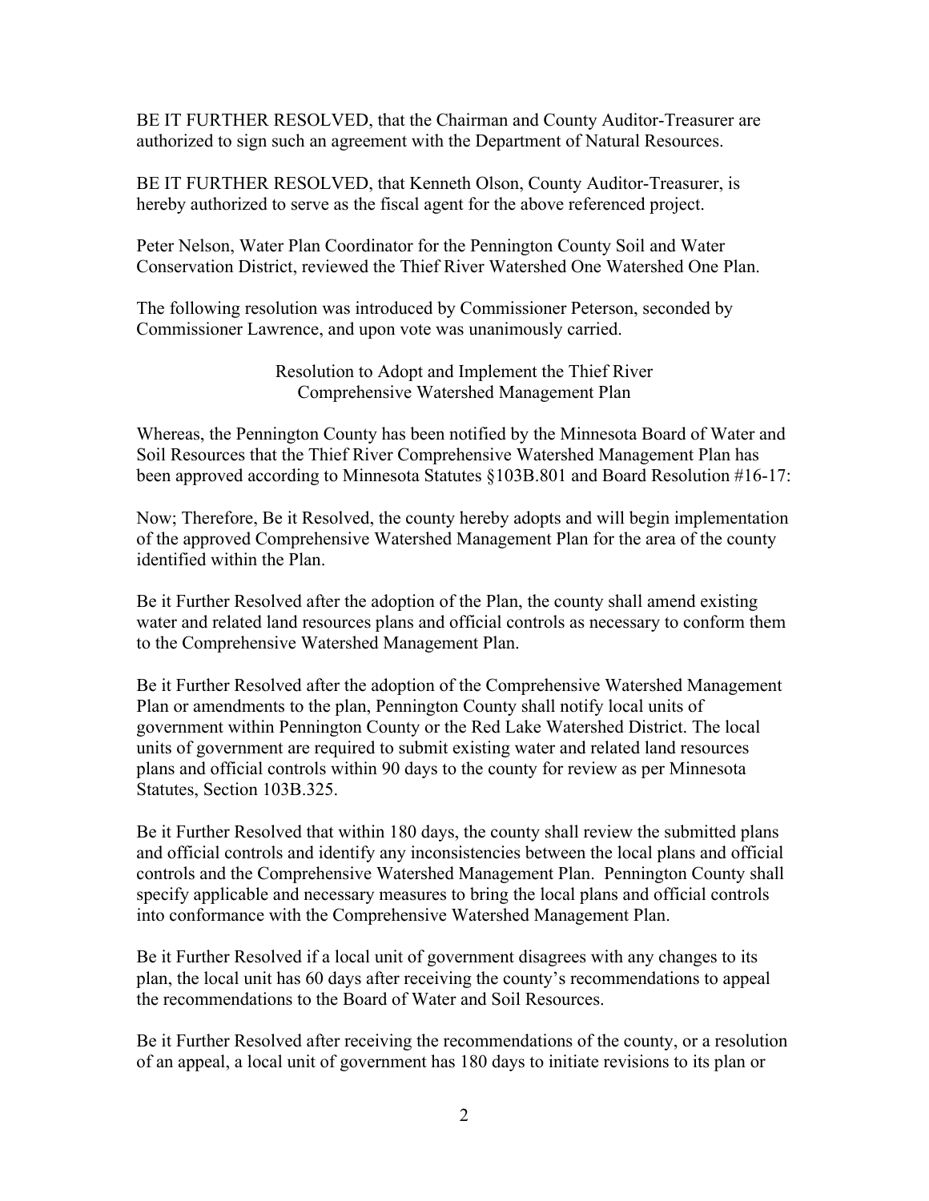BE IT FURTHER RESOLVED, that the Chairman and County Auditor-Treasurer are authorized to sign such an agreement with the Department of Natural Resources.

BE IT FURTHER RESOLVED, that Kenneth Olson, County Auditor-Treasurer, is hereby authorized to serve as the fiscal agent for the above referenced project.

Peter Nelson, Water Plan Coordinator for the Pennington County Soil and Water Conservation District, reviewed the Thief River Watershed One Watershed One Plan.

The following resolution was introduced by Commissioner Peterson, seconded by Commissioner Lawrence, and upon vote was unanimously carried.

Resolution to Adopt and Implement the Thief River Comprehensive Watershed Management Plan

Whereas, the Pennington County has been notified by the Minnesota Board of Water and Soil Resources that the Thief River Comprehensive Watershed Management Plan has been approved according to Minnesota Statutes §103B.801 and Board Resolution #16-17:

Now; Therefore, Be it Resolved, the county hereby adopts and will begin implementation of the approved Comprehensive Watershed Management Plan for the area of the county identified within the Plan.

Be it Further Resolved after the adoption of the Plan, the county shall amend existing water and related land resources plans and official controls as necessary to conform them to the Comprehensive Watershed Management Plan.

Be it Further Resolved after the adoption of the Comprehensive Watershed Management Plan or amendments to the plan, Pennington County shall notify local units of government within Pennington County or the Red Lake Watershed District. The local units of government are required to submit existing water and related land resources plans and official controls within 90 days to the county for review as per Minnesota Statutes, Section 103B.325.

Be it Further Resolved that within 180 days, the county shall review the submitted plans and official controls and identify any inconsistencies between the local plans and official controls and the Comprehensive Watershed Management Plan. Pennington County shall specify applicable and necessary measures to bring the local plans and official controls into conformance with the Comprehensive Watershed Management Plan.

Be it Further Resolved if a local unit of government disagrees with any changes to its plan, the local unit has 60 days after receiving the county's recommendations to appeal the recommendations to the Board of Water and Soil Resources.

Be it Further Resolved after receiving the recommendations of the county, or a resolution of an appeal, a local unit of government has 180 days to initiate revisions to its plan or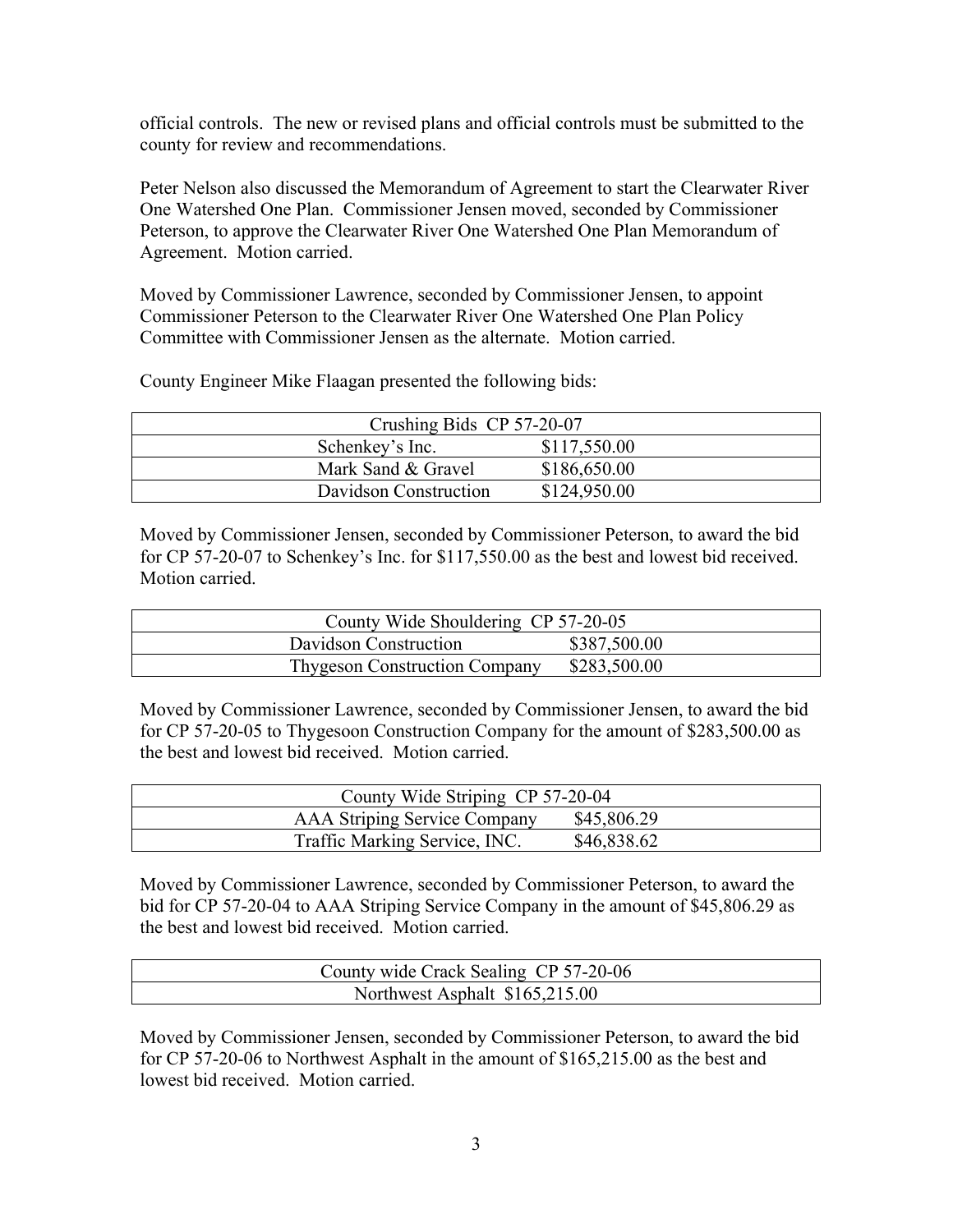official controls. The new or revised plans and official controls must be submitted to the county for review and recommendations.

Peter Nelson also discussed the Memorandum of Agreement to start the Clearwater River One Watershed One Plan. Commissioner Jensen moved, seconded by Commissioner Peterson, to approve the Clearwater River One Watershed One Plan Memorandum of Agreement. Motion carried.

Moved by Commissioner Lawrence, seconded by Commissioner Jensen, to appoint Commissioner Peterson to the Clearwater River One Watershed One Plan Policy Committee with Commissioner Jensen as the alternate. Motion carried.

County Engineer Mike Flaagan presented the following bids:

| Crushing Bids CP 57-20-07 | |
|---|---|
| Schenkey's Inc. | $117,550.00 |
| Mark Sand & Gravel | $186,650.00 |
| Davidson Construction | $124,950.00 |

Moved by Commissioner Jensen, seconded by Commissioner Peterson, to award the bid for CP 57-20-07 to Schenkey's Inc. for $117,550.00 as the best and lowest bid received. Motion carried.

| County Wide Shouldering CP 57-20-05 | |
|---|---|
| Davidson Construction | $387,500.00 |
| Thygeson Construction Company | $283,500.00 |

Moved by Commissioner Lawrence, seconded by Commissioner Jensen, to award the bid for CP 57-20-05 to Thygesoon Construction Company for the amount of $283,500.00 as the best and lowest bid received. Motion carried.

| County Wide Striping CP 57-20-04 | |
|---|---|
| AAA Striping Service Company | $45,806.29 |
| Traffic Marking Service, INC. | $46,838.62 |

Moved by Commissioner Lawrence, seconded by Commissioner Peterson, to award the bid for CP 57-20-04 to AAA Striping Service Company in the amount of $45,806.29 as the best and lowest bid received. Motion carried.

| County wide Crack Sealing CP 57-20-06 |
|---|
| Northwest Asphalt $165,215.00 |

Moved by Commissioner Jensen, seconded by Commissioner Peterson, to award the bid for CP 57-20-06 to Northwest Asphalt in the amount of $165,215.00 as the best and lowest bid received. Motion carried.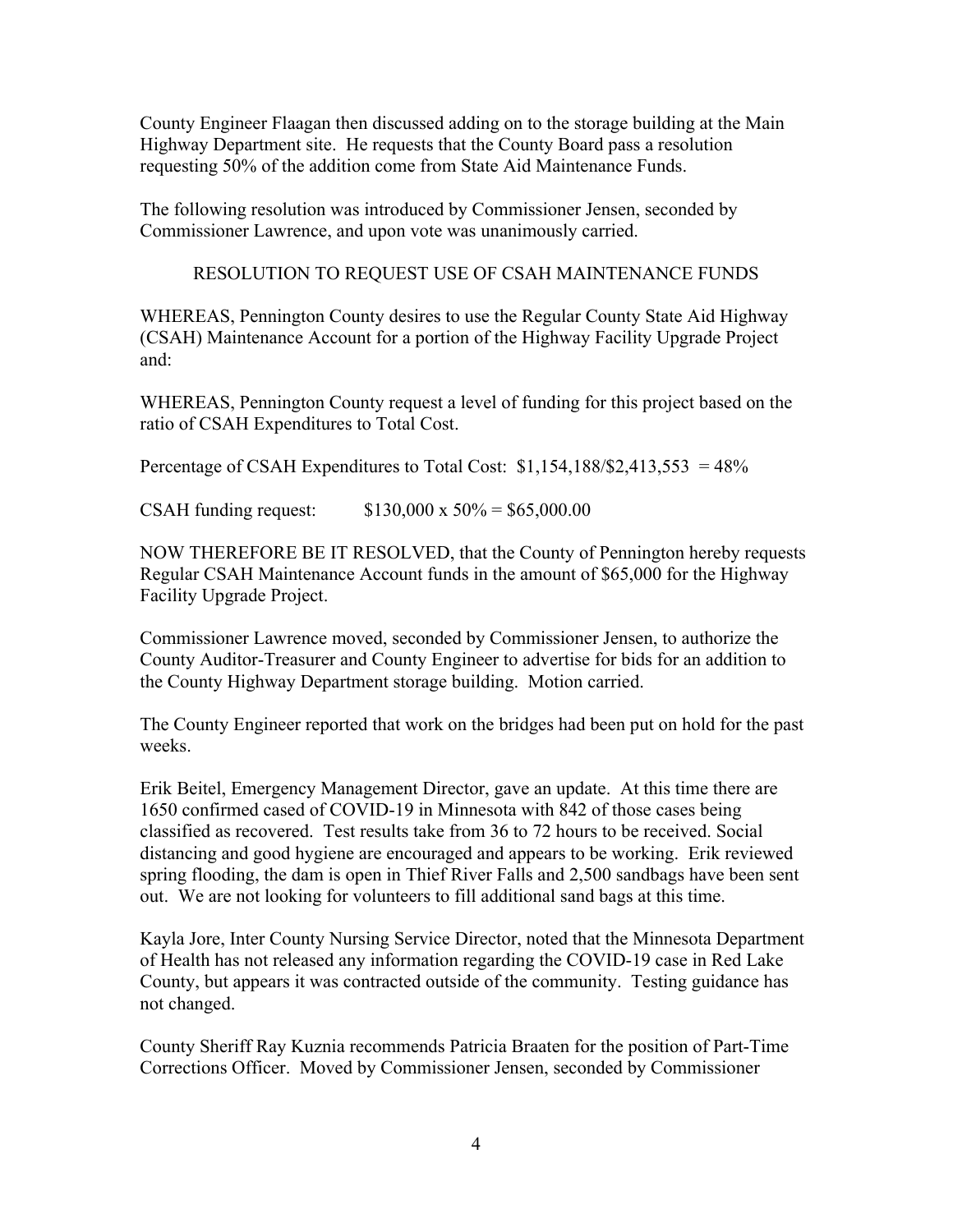County Engineer Flaagan then discussed adding on to the storage building at the Main Highway Department site. He requests that the County Board pass a resolution requesting 50% of the addition come from State Aid Maintenance Funds.

The following resolution was introduced by Commissioner Jensen, seconded by Commissioner Lawrence, and upon vote was unanimously carried.

RESOLUTION TO REQUEST USE OF CSAH MAINTENANCE FUNDS

WHEREAS, Pennington County desires to use the Regular County State Aid Highway (CSAH) Maintenance Account for a portion of the Highway Facility Upgrade Project and:

WHEREAS, Pennington County request a level of funding for this project based on the ratio of CSAH Expenditures to Total Cost.

Percentage of CSAH Expenditures to Total Cost: $1,154,188/$2,413,553 = 48%

CSAH funding request: $130,000 x 50% = $65,000.00

NOW THEREFORE BE IT RESOLVED, that the County of Pennington hereby requests Regular CSAH Maintenance Account funds in the amount of $65,000 for the Highway Facility Upgrade Project.

Commissioner Lawrence moved, seconded by Commissioner Jensen, to authorize the County Auditor-Treasurer and County Engineer to advertise for bids for an addition to the County Highway Department storage building. Motion carried.

The County Engineer reported that work on the bridges had been put on hold for the past weeks.

Erik Beitel, Emergency Management Director, gave an update. At this time there are 1650 confirmed cased of COVID-19 in Minnesota with 842 of those cases being classified as recovered. Test results take from 36 to 72 hours to be received. Social distancing and good hygiene are encouraged and appears to be working. Erik reviewed spring flooding, the dam is open in Thief River Falls and 2,500 sandbags have been sent out. We are not looking for volunteers to fill additional sand bags at this time.

Kayla Jore, Inter County Nursing Service Director, noted that the Minnesota Department of Health has not released any information regarding the COVID-19 case in Red Lake County, but appears it was contracted outside of the community. Testing guidance has not changed.

County Sheriff Ray Kuznia recommends Patricia Braaten for the position of Part-Time Corrections Officer. Moved by Commissioner Jensen, seconded by Commissioner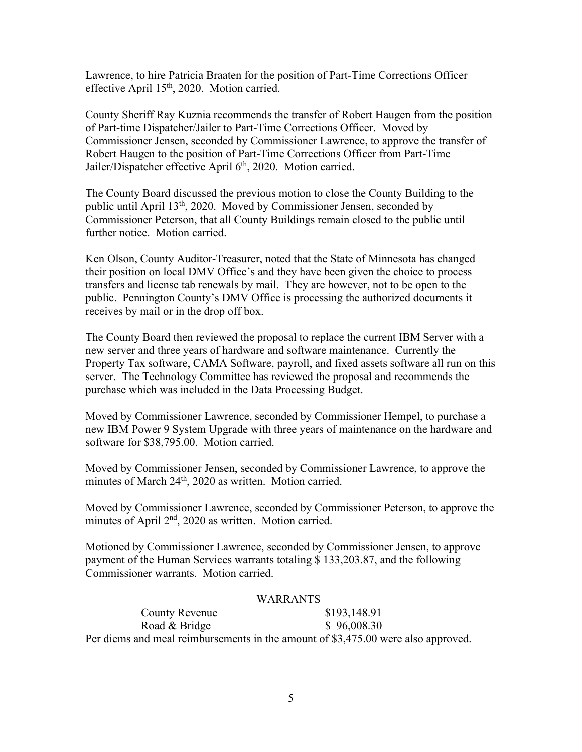Lawrence, to hire Patricia Braaten for the position of Part-Time Corrections Officer effective April 15th, 2020. Motion carried.

County Sheriff Ray Kuznia recommends the transfer of Robert Haugen from the position of Part-time Dispatcher/Jailer to Part-Time Corrections Officer. Moved by Commissioner Jensen, seconded by Commissioner Lawrence, to approve the transfer of Robert Haugen to the position of Part-Time Corrections Officer from Part-Time Jailer/Dispatcher effective April 6th, 2020. Motion carried.

The County Board discussed the previous motion to close the County Building to the public until April 13th, 2020. Moved by Commissioner Jensen, seconded by Commissioner Peterson, that all County Buildings remain closed to the public until further notice. Motion carried.

Ken Olson, County Auditor-Treasurer, noted that the State of Minnesota has changed their position on local DMV Office's and they have been given the choice to process transfers and license tab renewals by mail. They are however, not to be open to the public. Pennington County's DMV Office is processing the authorized documents it receives by mail or in the drop off box.

The County Board then reviewed the proposal to replace the current IBM Server with a new server and three years of hardware and software maintenance. Currently the Property Tax software, CAMA Software, payroll, and fixed assets software all run on this server. The Technology Committee has reviewed the proposal and recommends the purchase which was included in the Data Processing Budget.

Moved by Commissioner Lawrence, seconded by Commissioner Hempel, to purchase a new IBM Power 9 System Upgrade with three years of maintenance on the hardware and software for $38,795.00. Motion carried.

Moved by Commissioner Jensen, seconded by Commissioner Lawrence, to approve the minutes of March 24th, 2020 as written. Motion carried.

Moved by Commissioner Lawrence, seconded by Commissioner Peterson, to approve the minutes of April 2nd, 2020 as written. Motion carried.

Motioned by Commissioner Lawrence, seconded by Commissioner Jensen, to approve payment of the Human Services warrants totaling $ 133,203.87, and the following Commissioner warrants. Motion carried.

WARRANTS

| | |
|---|---|
| County Revenue | $193,148.91 |
| Road & Bridge | $ 96,008.30 |

Per diems and meal reimbursements in the amount of $3,475.00 were also approved.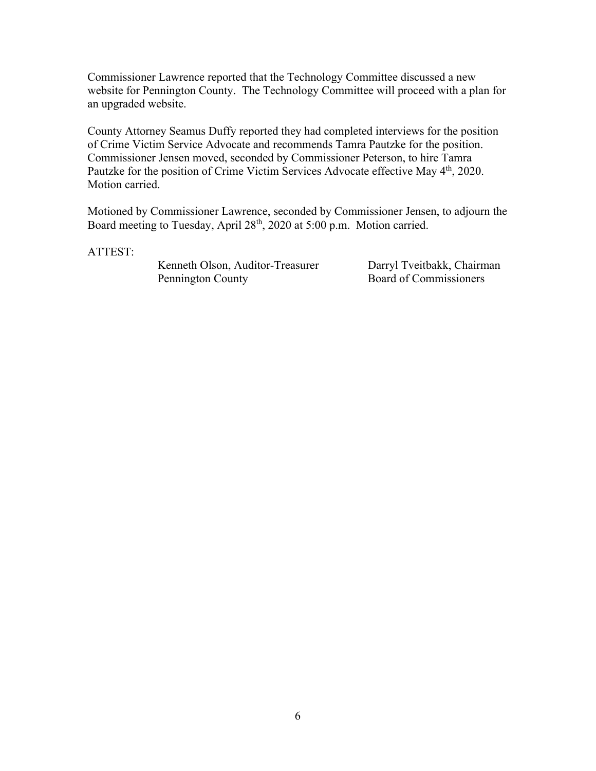Commissioner Lawrence reported that the Technology Committee discussed a new website for Pennington County. The Technology Committee will proceed with a plan for an upgraded website.

County Attorney Seamus Duffy reported they had completed interviews for the position of Crime Victim Service Advocate and recommends Tamra Pautzke for the position. Commissioner Jensen moved, seconded by Commissioner Peterson, to hire Tamra Pautzke for the position of Crime Victim Services Advocate effective May 4th, 2020. Motion carried.

Motioned by Commissioner Lawrence, seconded by Commissioner Jensen, to adjourn the Board meeting to Tuesday, April 28th, 2020 at 5:00 p.m. Motion carried.

ATTEST:

Kenneth Olson, Auditor-Treasurer
Pennington County

Darryl Tveitbakk, Chairman
Board of Commissioners